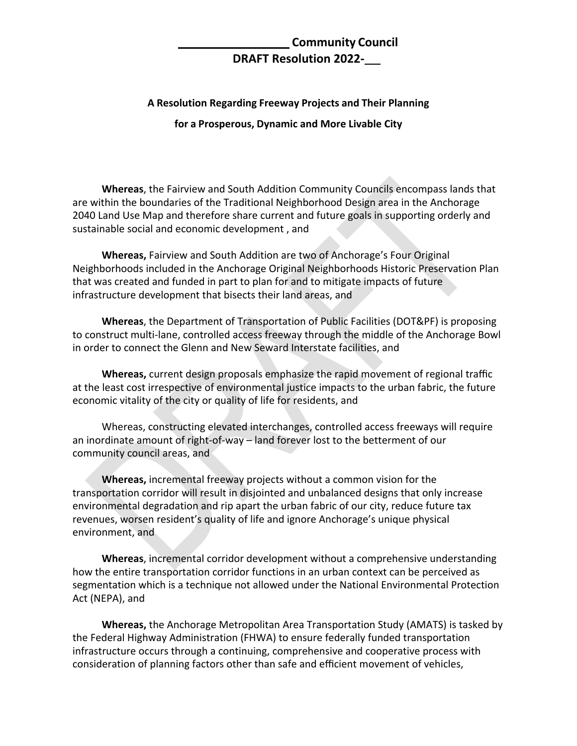# _________________ Community Council
# DRAFT Resolution 2022-___

### A Resolution Regarding Freeway Projects and Their Planning
### for a Prosperous, Dynamic and More Livable City

**Whereas**, the Fairview and South Addition Community Councils encompass lands that are within the boundaries of the Traditional Neighborhood Design area in the Anchorage 2040 Land Use Map and therefore share current and future goals in supporting orderly and sustainable social and economic development , and

**Whereas,** Fairview and South Addition are two of Anchorage's Four Original Neighborhoods included in the Anchorage Original Neighborhoods Historic Preservation Plan that was created and funded in part to plan for and to mitigate impacts of future infrastructure development that bisects their land areas, and

**Whereas**, the Department of Transportation of Public Facilities (DOT&PF) is proposing to construct multi-lane, controlled access freeway through the middle of the Anchorage Bowl in order to connect the Glenn and New Seward Interstate facilities, and

**Whereas,** current design proposals emphasize the rapid movement of regional traffic at the least cost irrespective of environmental justice impacts to the urban fabric, the future economic vitality of the city or quality of life for residents, and

Whereas, constructing elevated interchanges, controlled access freeways will require an inordinate amount of right-of-way – land forever lost to the betterment of our community council areas, and

**Whereas,** incremental freeway projects without a common vision for the transportation corridor will result in disjointed and unbalanced designs that only increase environmental degradation and rip apart the urban fabric of our city, reduce future tax revenues, worsen resident's quality of life and ignore Anchorage's unique physical environment, and

**Whereas**, incremental corridor development without a comprehensive understanding how the entire transportation corridor functions in an urban context can be perceived as segmentation which is a technique not allowed under the National Environmental Protection Act (NEPA), and

**Whereas,** the Anchorage Metropolitan Area Transportation Study (AMATS) is tasked by the Federal Highway Administration (FHWA) to ensure federally funded transportation infrastructure occurs through a continuing, comprehensive and cooperative process with consideration of planning factors other than safe and efficient movement of vehicles,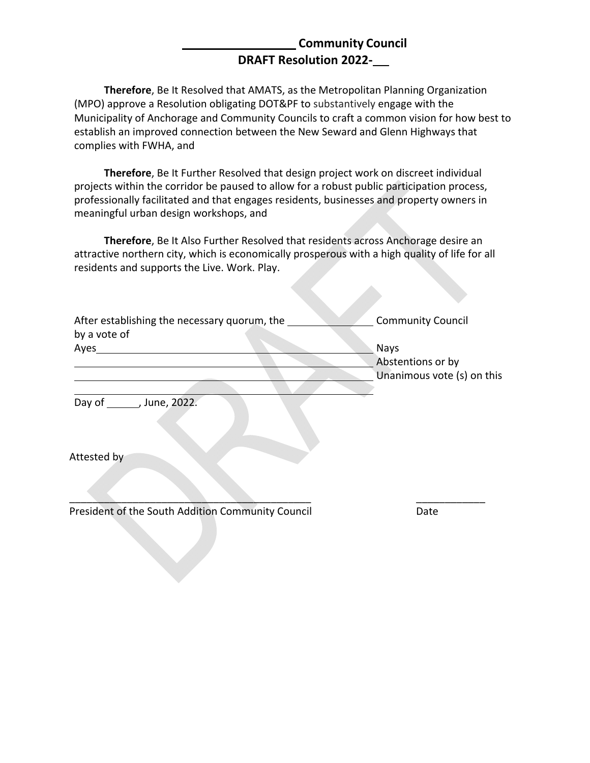**\_\_\_\_\_\_\_\_\_\_\_\_\_\_\_\_\_\_ Community Council**
**DRAFT Resolution 2022-\_\_\_**

**Therefore**, Be It Resolved that AMATS, as the Metropolitan Planning Organization (MPO) approve a Resolution obligating DOT&PF to substantively engage with the Municipality of Anchorage and Community Councils to craft a common vision for how best to establish an improved connection between the New Seward and Glenn Highways that complies with FWHA, and

**Therefore**, Be It Further Resolved that design project work on discreet individual projects within the corridor be paused to allow for a robust public participation process, professionally facilitated and that engages residents, businesses and property owners in meaningful urban design workshops, and

**Therefore**, Be It Also Further Resolved that residents across Anchorage desire an attractive northern city, which is economically prosperous with a high quality of life for all residents and supports the Live. Work. Play.

After establishing the necessary quorum, the \_\_\_\_\_\_\_\_\_\_\_\_\_\_\_\_ Community Council by a vote of
Ayes\_\_\_\_\_\_\_\_\_\_\_\_\_\_\_\_\_\_\_\_\_\_\_\_\_\_\_\_\_\_\_\_\_\_\_\_\_\_\_\_\_\_\_\_\_\_\_\_ Nays
\_\_\_\_\_\_\_\_\_\_\_\_\_\_\_\_\_\_\_\_\_\_\_\_\_\_\_\_\_\_\_\_\_\_\_\_\_\_\_\_\_\_\_\_\_\_\_\_\_\_\_\_ Abstentions or by
\_\_\_\_\_\_\_\_\_\_\_\_\_\_\_\_\_\_\_\_\_\_\_\_\_\_\_\_\_\_\_\_\_\_\_\_\_\_\_\_\_\_\_\_\_\_\_\_\_\_\_\_ Unanimous vote (s) on this
\_\_\_\_\_\_\_\_\_\_\_\_\_\_\_\_\_\_\_\_\_\_\_\_\_\_\_\_\_\_\_\_\_\_\_\_\_\_\_\_\_\_\_\_\_\_\_\_\_\_\_\_
Day of \_\_\_\_\_\_, June, 2022.

Attested by

\_\_\_\_\_\_\_\_\_\_\_\_\_\_\_\_\_\_\_\_\_\_\_\_\_\_\_\_\_\_\_\_\_\_\_\_\_\_\_\_\_\_\_ \_\_\_\_\_\_\_\_\_\_\_\_
President of the South Addition Community Council Date